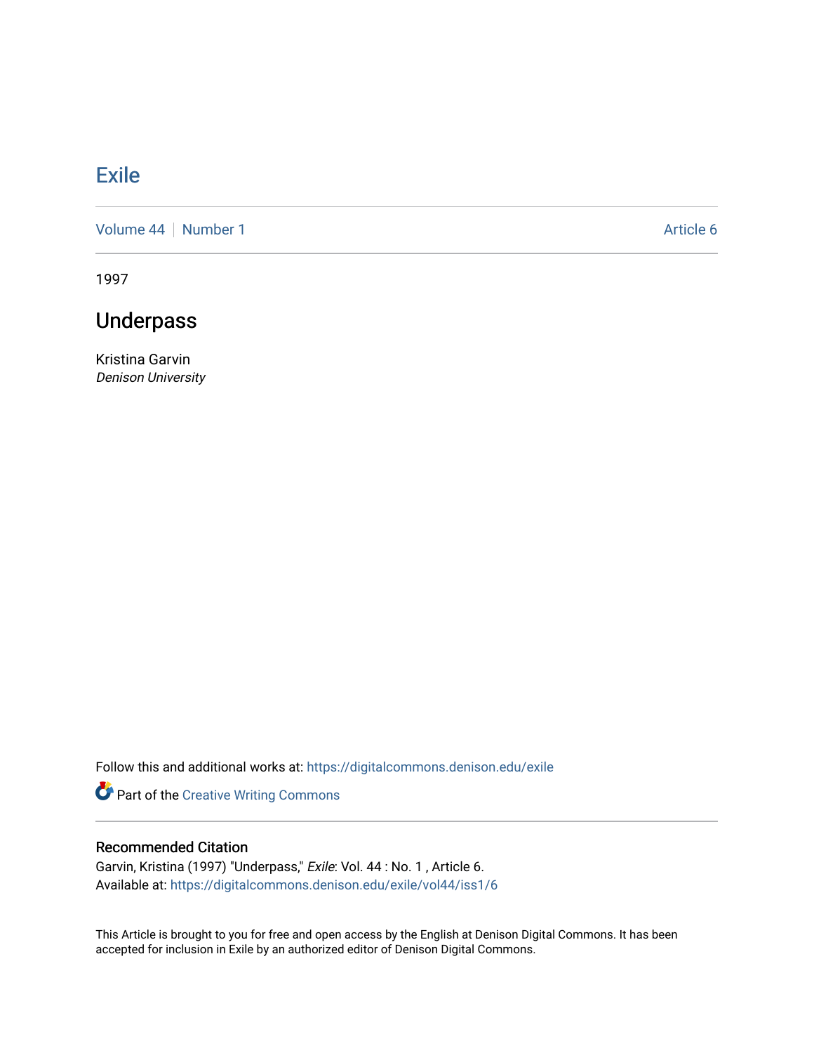# Exile

Volume 44 | Number 1 | Article 6

1997

## Underpass

Kristina Garvin
*Denison University*

Follow this and additional works at: https://digitalcommons.denison.edu/exile

Part of the Creative Writing Commons

### Recommended Citation

Garvin, Kristina (1997) "Underpass," *Exile*: Vol. 44 : No. 1 , Article 6.
Available at: https://digitalcommons.denison.edu/exile/vol44/iss1/6

This Article is brought to you for free and open access by the English at Denison Digital Commons. It has been accepted for inclusion in Exile by an authorized editor of Denison Digital Commons.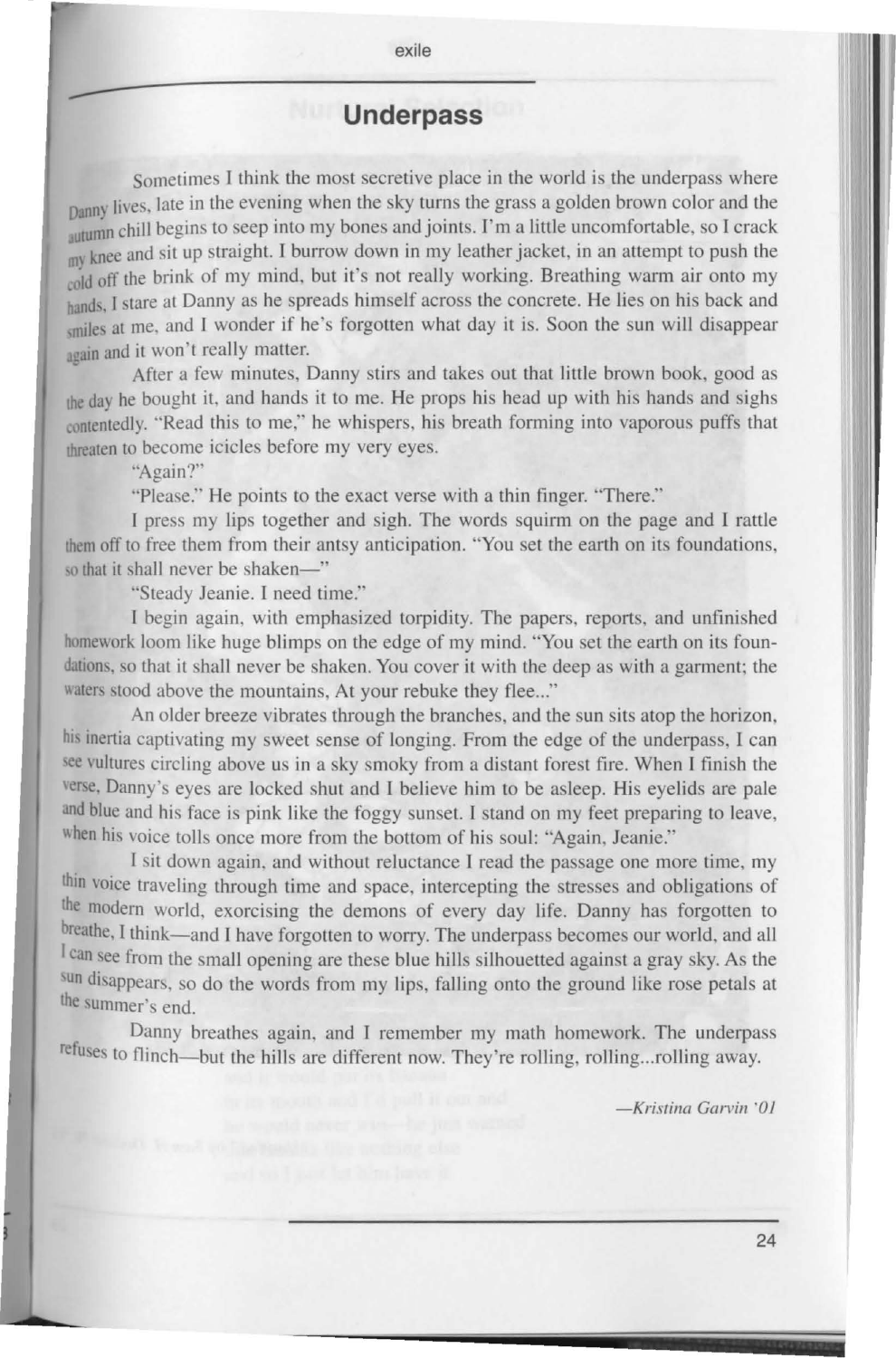# Underpass

Sometimes I think the most secretive place in the world is the underpass where Danny lives, late in the evening when the sky turns the grass a golden brown color and the autumn chill begins to seep into my bones and joints. I'm a little uncomfortable, so I crack my knee and sit up straight. I burrow down in my leather jacket, in an attempt to push the cold off the brink of my mind, but it's not really working. Breathing warm air onto my hands, I stare at Danny as he spreads himself across the concrete. He lies on his back and smiles at me, and I wonder if he's forgotten what day it is. Soon the sun will disappear again and it won't really matter.

After a few minutes, Danny stirs and takes out that little brown book, good as the day he bought it, and hands it to me. He props his head up with his hands and sighs contentedly. "Read this to me," he whispers, his breath forming into vaporous puffs that threaten to become icicles before my very eyes.

"Again?"

"Please." He points to the exact verse with a thin finger. "There."

I press my lips together and sigh. The words squirm on the page and I rattle them off to free them from their antsy anticipation. "You set the earth on its foundations, so that it shall never be shaken—"

"Steady Jeanie. I need time."

I begin again, with emphasized torpidity. The papers, reports, and unfinished homework loom like huge blimps on the edge of my mind. "You set the earth on its foundations, so that it shall never be shaken. You cover it with the deep as with a garment; the waters stood above the mountains, At your rebuke they flee..."

An older breeze vibrates through the branches, and the sun sits atop the horizon, his inertia captivating my sweet sense of longing. From the edge of the underpass, I can see vultures circling above us in a sky smoky from a distant forest fire. When I finish the verse, Danny's eyes are locked shut and I believe him to be asleep. His eyelids are pale and blue and his face is pink like the foggy sunset. I stand on my feet preparing to leave, when his voice tolls once more from the bottom of his soul: "Again, Jeanie."

I sit down again, and without reluctance I read the passage one more time, my thin voice traveling through time and space, intercepting the stresses and obligations of the modern world, exorcising the demons of every day life. Danny has forgotten to breathe, I think—and I have forgotten to worry. The underpass becomes our world, and all I can see from the small opening are these blue hills silhouetted against a gray sky. As the sun disappears, so do the words from my lips, falling onto the ground like rose petals at the summer's end.

Danny breathes again, and I remember my math homework. The underpass refuses to flinch—but the hills are different now. They're rolling, rolling...rolling away.

*—Kristina Garvin '01*